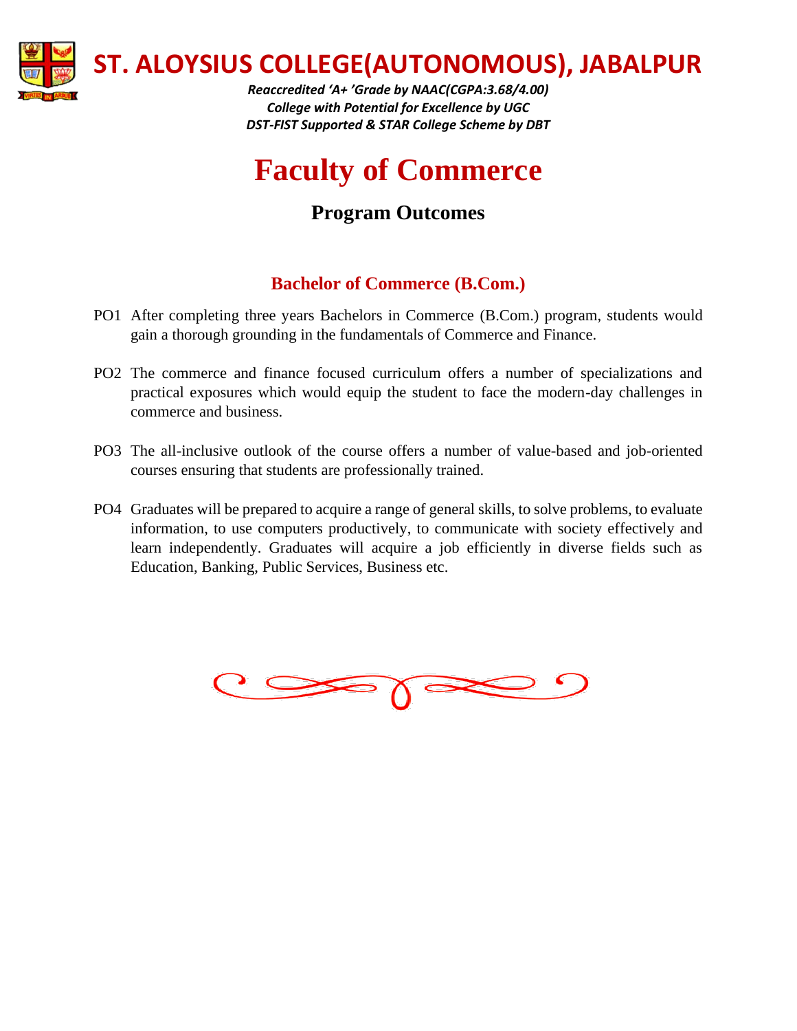# ST. ALOYSIUS COLLEGE(AUTONOMOUS), JABALPUR

*Reaccredited 'A+ 'Grade by NAAC(CGPA:3.68/4.00)*
*College with Potential for Excellence by UGC*
*DST-FIST Supported & STAR College Scheme by DBT*

# Faculty of Commerce

## Program Outcomes

### Bachelor of Commerce (B.Com.)

PO1 After completing three years Bachelors in Commerce (B.Com.) program, students would gain a thorough grounding in the fundamentals of Commerce and Finance.

PO2 The commerce and finance focused curriculum offers a number of specializations and practical exposures which would equip the student to face the modern-day challenges in commerce and business.

PO3 The all-inclusive outlook of the course offers a number of value-based and job-oriented courses ensuring that students are professionally trained.

PO4 Graduates will be prepared to acquire a range of general skills, to solve problems, to evaluate information, to use computers productively, to communicate with society effectively and learn independently. Graduates will acquire a job efficiently in diverse fields such as Education, Banking, Public Services, Business etc.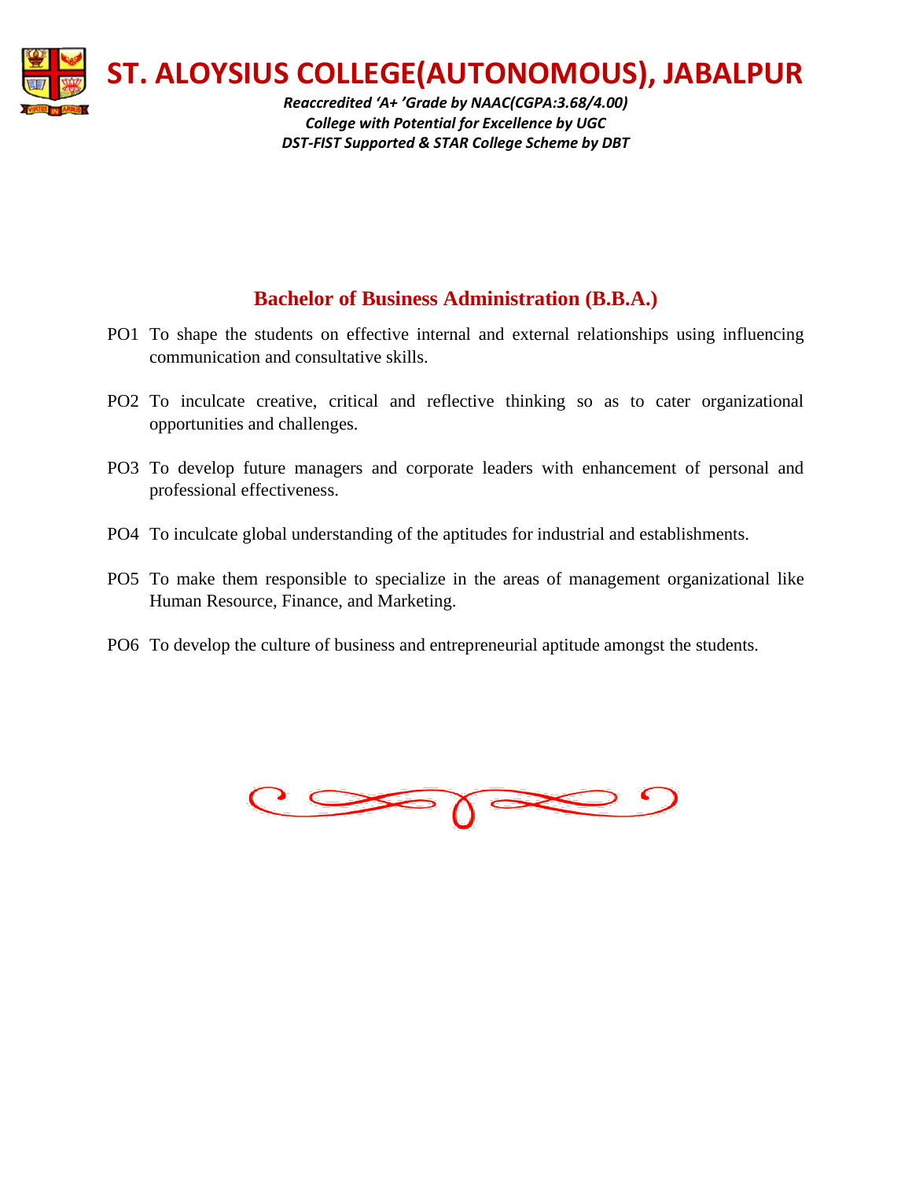# ST. ALOYSIUS COLLEGE(AUTONOMOUS), JABALPUR

*Reaccredited 'A+ 'Grade by NAAC(CGPA:3.68/4.00)*
*College with Potential for Excellence by UGC*
*DST-FIST Supported & STAR College Scheme by DBT*

## Bachelor of Business Administration (B.B.A.)

PO1 To shape the students on effective internal and external relationships using influencing communication and consultative skills.

PO2 To inculcate creative, critical and reflective thinking so as to cater organizational opportunities and challenges.

PO3 To develop future managers and corporate leaders with enhancement of personal and professional effectiveness.

PO4 To inculcate global understanding of the aptitudes for industrial and establishments.

PO5 To make them responsible to specialize in the areas of management organizational like Human Resource, Finance, and Marketing.

PO6 To develop the culture of business and entrepreneurial aptitude amongst the students.